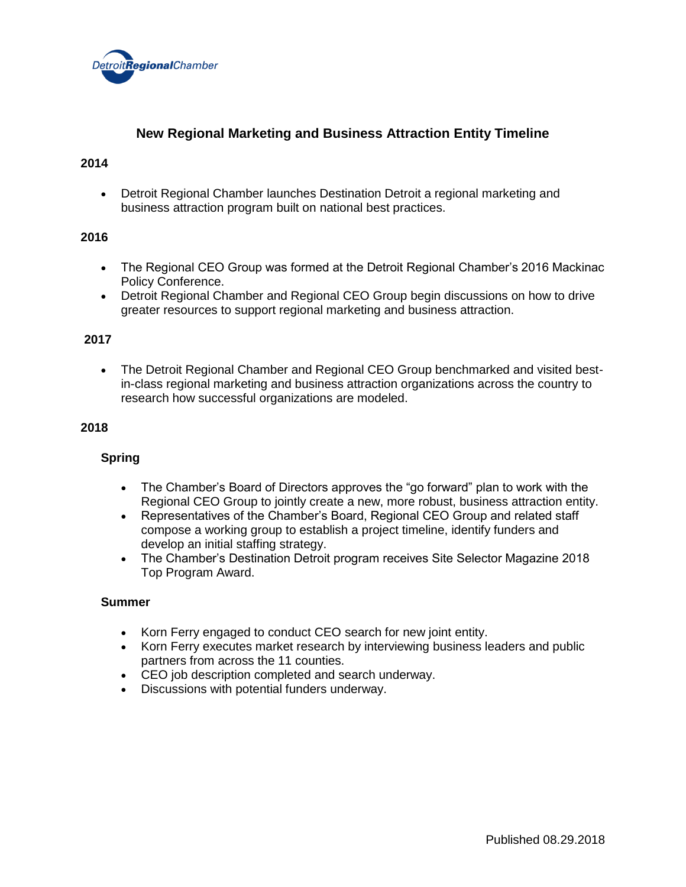# New Regional Marketing and Business Attraction Entity Timeline

## 2014

- Detroit Regional Chamber launches Destination Detroit a regional marketing and business attraction program built on national best practices.

## 2016

- The Regional CEO Group was formed at the Detroit Regional Chamber's 2016 Mackinac Policy Conference.
- Detroit Regional Chamber and Regional CEO Group begin discussions on how to drive greater resources to support regional marketing and business attraction.

## 2017

- The Detroit Regional Chamber and Regional CEO Group benchmarked and visited best-in-class regional marketing and business attraction organizations across the country to research how successful organizations are modeled.

## 2018

### Spring

- The Chamber's Board of Directors approves the "go forward" plan to work with the Regional CEO Group to jointly create a new, more robust, business attraction entity.
- Representatives of the Chamber's Board, Regional CEO Group and related staff compose a working group to establish a project timeline, identify funders and develop an initial staffing strategy.
- The Chamber's Destination Detroit program receives Site Selector Magazine 2018 Top Program Award.

### Summer

- Korn Ferry engaged to conduct CEO search for new joint entity.
- Korn Ferry executes market research by interviewing business leaders and public partners from across the 11 counties.
- CEO job description completed and search underway.
- Discussions with potential funders underway.

Published 08.29.2018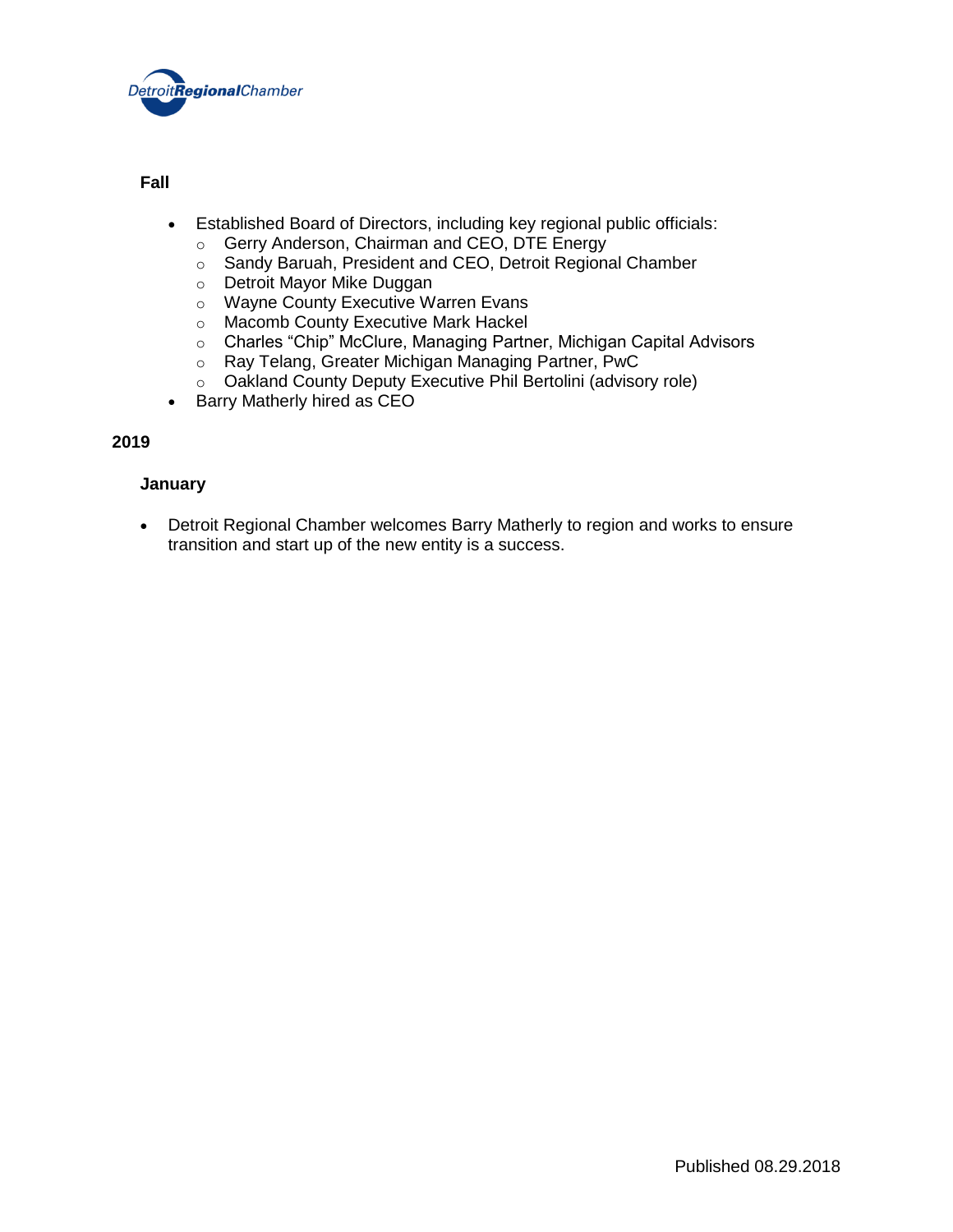### Fall

- Established Board of Directors, including key regional public officials:
  - Gerry Anderson, Chairman and CEO, DTE Energy
  - Sandy Baruah, President and CEO, Detroit Regional Chamber
  - Detroit Mayor Mike Duggan
  - Wayne County Executive Warren Evans
  - Macomb County Executive Mark Hackel
  - Charles "Chip" McClure, Managing Partner, Michigan Capital Advisors
  - Ray Telang, Greater Michigan Managing Partner, PwC
  - Oakland County Deputy Executive Phil Bertolini (advisory role)
- Barry Matherly hired as CEO

## 2019

### January

- Detroit Regional Chamber welcomes Barry Matherly to region and works to ensure transition and start up of the new entity is a success.

Published 08.29.2018